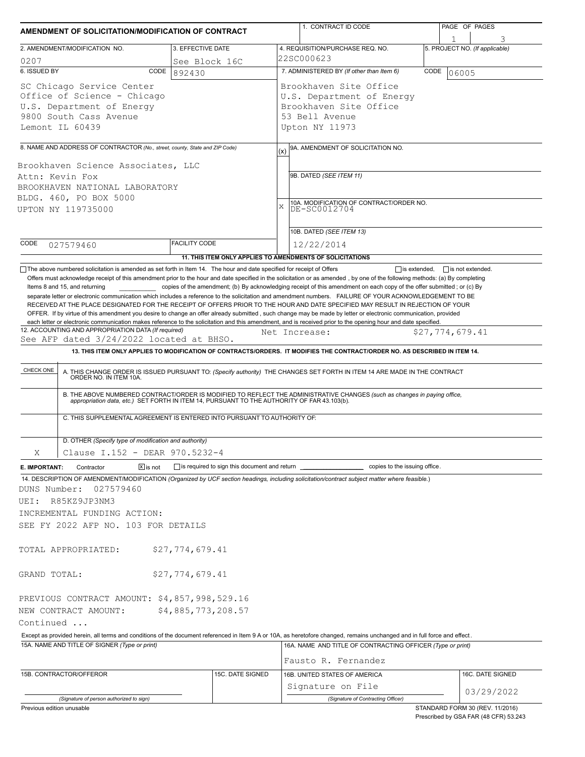# AMENDMENT OF SOLICITATION/MODIFICATION OF CONTRACT

| 1. CONTRACT ID CODE | PAGE OF PAGES |
|---|---|
| | 1 of 3 |

| 2. AMENDMENT/MODIFICATION NO. | 3. EFFECTIVE DATE | 4. REQUISITION/PURCHASE REQ. NO. | 5. PROJECT NO. (If applicable) |
|---|---|---|---|
| 0207 | See Block 16C | 22SC000623 | |

**6. ISSUED BY** CODE 892430

SC Chicago Service Center
Office of Science - Chicago
U.S. Department of Energy
9800 South Cass Avenue
Lemont IL 60439

**7. ADMINISTERED BY (If other than Item 6)** CODE 06005

Brookhaven Site Office
U.S. Department of Energy
Brookhaven Site Office
53 Bell Avenue
Upton NY 11973

**8. NAME AND ADDRESS OF CONTRACTOR** (No., street, county, State and ZIP Code)

Brookhaven Science Associates, LLC
Attn: Kevin Fox
BROOKHAVEN NATIONAL LABORATORY
BLDG. 460, PO BOX 5000
UPTON NY 119735000

(x) 9A. AMENDMENT OF SOLICITATION NO.

9B. DATED (SEE ITEM 11)

X 10A. MODIFICATION OF CONTRACT/ORDER NO.
DE-SC0012704

10B. DATED (SEE ITEM 13)
12/22/2014

CODE 027579460 FACILITY CODE

**11. THIS ITEM ONLY APPLIES TO AMENDMENTS OF SOLICITATIONS**

☐ The above numbered solicitation is amended as set forth in Item 14. The hour and date specified for receipt of Offers ☐ is extended, ☐ is not extended.

Offers must acknowledge receipt of this amendment prior to the hour and date specified in the solicitation or as amended , by one of the following methods: (a) By completing Items 8 and 15, and returning ________ copies of the amendment; (b) By acknowledging receipt of this amendment on each copy of the offer submitted ; or (c) By separate letter or electronic communication which includes a reference to the solicitation and amendment numbers. FAILURE OF YOUR ACKNOWLEDGEMENT TO BE RECEIVED AT THE PLACE DESIGNATED FOR THE RECEIPT OF OFFERS PRIOR TO THE HOUR AND DATE SPECIFIED MAY RESULT IN REJECTION OF YOUR OFFER. If by virtue of this amendment you desire to change an offer already submitted , such change may be made by letter or electronic communication, provided each letter or electronic communication makes reference to the solicitation and this amendment, and is received prior to the opening hour and date specified.

**12. ACCOUNTING AND APPROPRIATION DATA** (If required)
See AFP dated 3/24/2022 located at BHSO. Net Increase: $27,774,679.41

**13. THIS ITEM ONLY APPLIES TO MODIFICATION OF CONTRACTS/ORDERS. IT MODIFIES THE CONTRACT/ORDER NO. AS DESCRIBED IN ITEM 14.**

| CHECK ONE | |
|---|---|
| | A. THIS CHANGE ORDER IS ISSUED PURSUANT TO: (Specify authority) THE CHANGES SET FORTH IN ITEM 14 ARE MADE IN THE CONTRACT ORDER NO. IN ITEM 10A. |
| | B. THE ABOVE NUMBERED CONTRACT/ORDER IS MODIFIED TO REFLECT THE ADMINISTRATIVE CHANGES (such as changes in paying office, appropriation data, etc.) SET FORTH IN ITEM 14, PURSUANT TO THE AUTHORITY OF FAR 43.103(b). |
| | C. THIS SUPPLEMENTAL AGREEMENT IS ENTERED INTO PURSUANT TO AUTHORITY OF: |
| X | D. OTHER (Specify type of modification and authority) Clause I.152 - DEAR 970.5232-4 |

**E. IMPORTANT:** Contractor ☒ is not ☐ is required to sign this document and return ________ copies to the issuing office.

**14. DESCRIPTION OF AMENDMENT/MODIFICATION** (Organized by UCF section headings, including solicitation/contract subject matter where feasible.)

DUNS Number: 027579460
UEI: R85KZ9JP3NM3
INCREMENTAL FUNDING ACTION:
SEE FY 2022 AFP NO. 103 FOR DETAILS

TOTAL APPROPRIATED: $27,774,679.41

GRAND TOTAL: $27,774,679.41

PREVIOUS CONTRACT AMOUNT: $4,857,998,529.16
NEW CONTRACT AMOUNT: $4,885,773,208.57
Continued ...

Except as provided herein, all terms and conditions of the document referenced in Item 9 A or 10A, as heretofore changed, remains unchanged and in full force and effect.

| 15A. NAME AND TITLE OF SIGNER (Type or print) | | 16A. NAME AND TITLE OF CONTRACTING OFFICER (Type or print) | |
|---|---|---|---|
| | | Fausto R. Fernandez | |
| 15B. CONTRACTOR/OFFEROR | 15C. DATE SIGNED | 16B. UNITED STATES OF AMERICA | 16C. DATE SIGNED |
| (Signature of person authorized to sign) | | Signature on File (Signature of Contracting Officer) | 03/29/2022 |

Previous edition unusable

STANDARD FORM 30 (REV. 11/2016)
Prescribed by GSA FAR (48 CFR) 53.243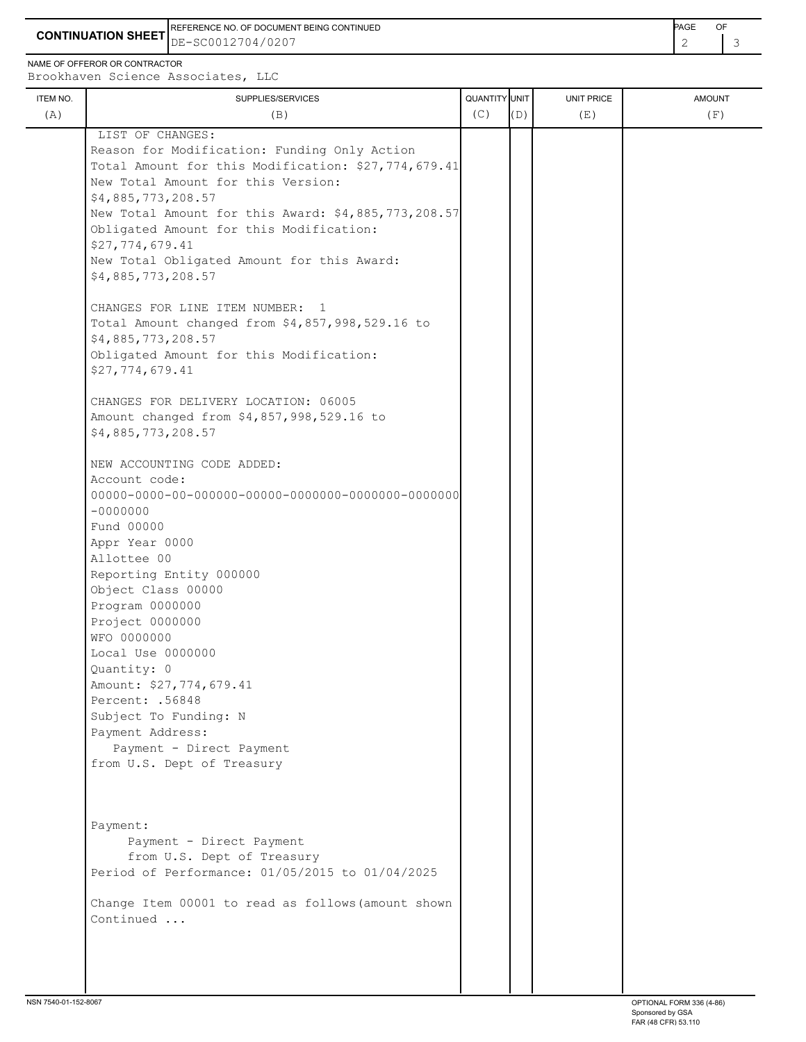**CONTINUATION SHEET**

REFERENCE NO. OF DOCUMENT BEING CONTINUED
DE-SC0012704/0207

NAME OF OFFEROR OR CONTRACTOR
Brookhaven Science Associates, LLC

| ITEM NO. (A) | SUPPLIES/SERVICES (B) | QUANTITY (C) | UNIT (D) | UNIT PRICE (E) | AMOUNT (F) |
|---|---|---|---|---|---|
| | LIST OF CHANGES: | | | | |

LIST OF CHANGES:
Reason for Modification: Funding Only Action
Total Amount for this Modification: $27,774,679.41
New Total Amount for this Version:
$4,885,773,208.57
New Total Amount for this Award: $4,885,773,208.57
Obligated Amount for this Modification:
$27,774,679.41
New Total Obligated Amount for this Award:
$4,885,773,208.57

CHANGES FOR LINE ITEM NUMBER: 1
Total Amount changed from $4,857,998,529.16 to
$4,885,773,208.57
Obligated Amount for this Modification:
$27,774,679.41

CHANGES FOR DELIVERY LOCATION: 06005
Amount changed from $4,857,998,529.16 to
$4,885,773,208.57

NEW ACCOUNTING CODE ADDED:
Account code:
00000-0000-00-000000-00000-0000000-0000000-0000000
-0000000
Fund 00000
Appr Year 0000
Allottee 00
Reporting Entity 000000
Object Class 00000
Program 0000000
Project 0000000
WFO 0000000
Local Use 0000000
Quantity: 0
Amount: $27,774,679.41
Percent: .56848
Subject To Funding: N
Payment Address:
Payment - Direct Payment
from U.S. Dept of Treasury

Payment:
Payment - Direct Payment
from U.S. Dept of Treasury
Period of Performance: 01/05/2015 to 01/04/2025

Change Item 00001 to read as follows(amount shown
Continued ...

NSN 7540-01-152-8067

OPTIONAL FORM 336 (4-86)
Sponsored by GSA
FAR (48 CFR) 53.110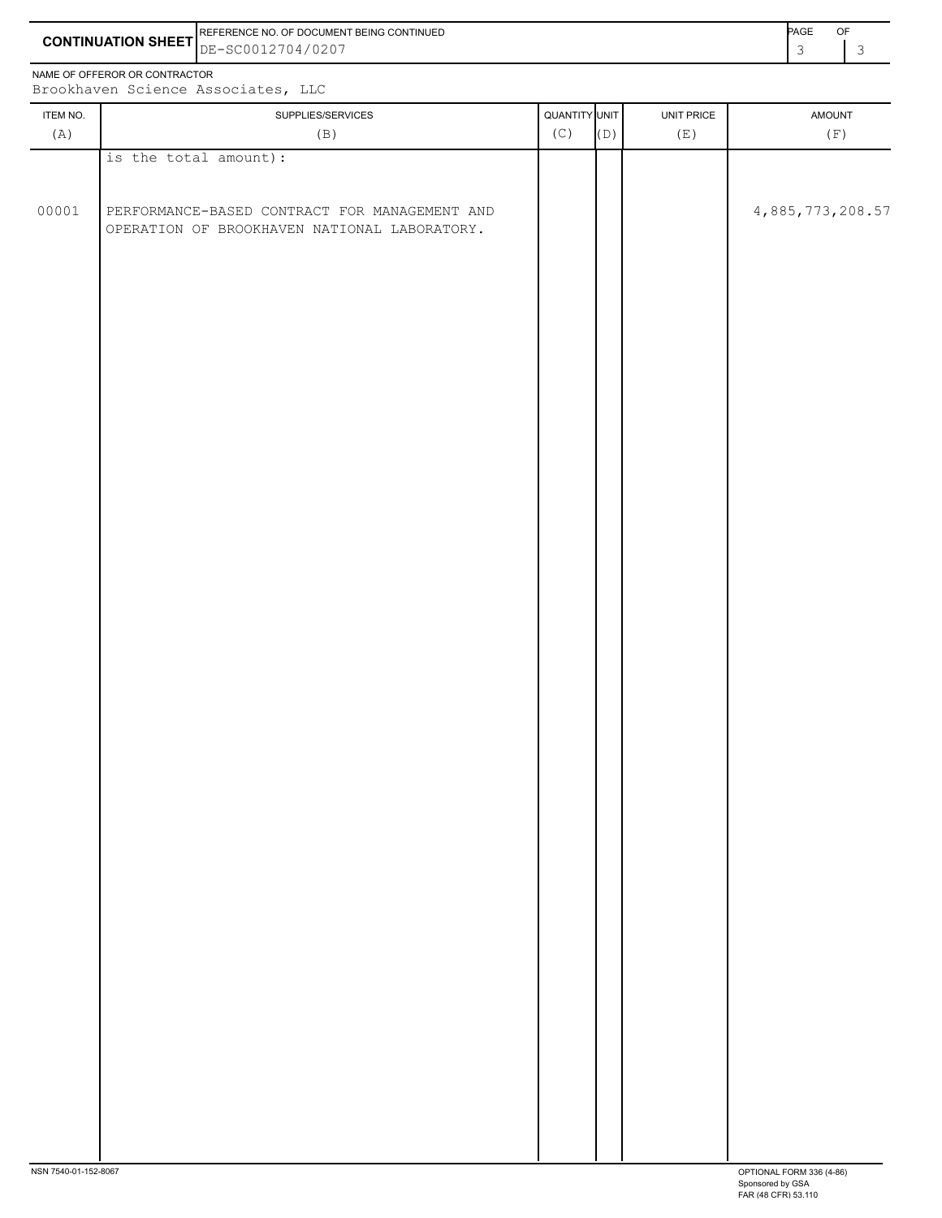**CONTINUATION SHEET**

REFERENCE NO. OF DOCUMENT BEING CONTINUED
DE-SC0012704/0207

NAME OF OFFEROR OR CONTRACTOR
Brookhaven Science Associates, LLC

| ITEM NO. (A) | SUPPLIES/SERVICES (B) | QUANTITY (C) | UNIT (D) | UNIT PRICE (E) | AMOUNT (F) |
|---|---|---|---|---|---|
| | is the total amount): | | | | |
| 00001 | PERFORMANCE-BASED CONTRACT FOR MANAGEMENT AND OPERATION OF BROOKHAVEN NATIONAL LABORATORY. | | | | 4,885,773,208.57 |

NSN 7540-01-152-8067

OPTIONAL FORM 336 (4-86)
Sponsored by GSA
FAR (48 CFR) 53.110